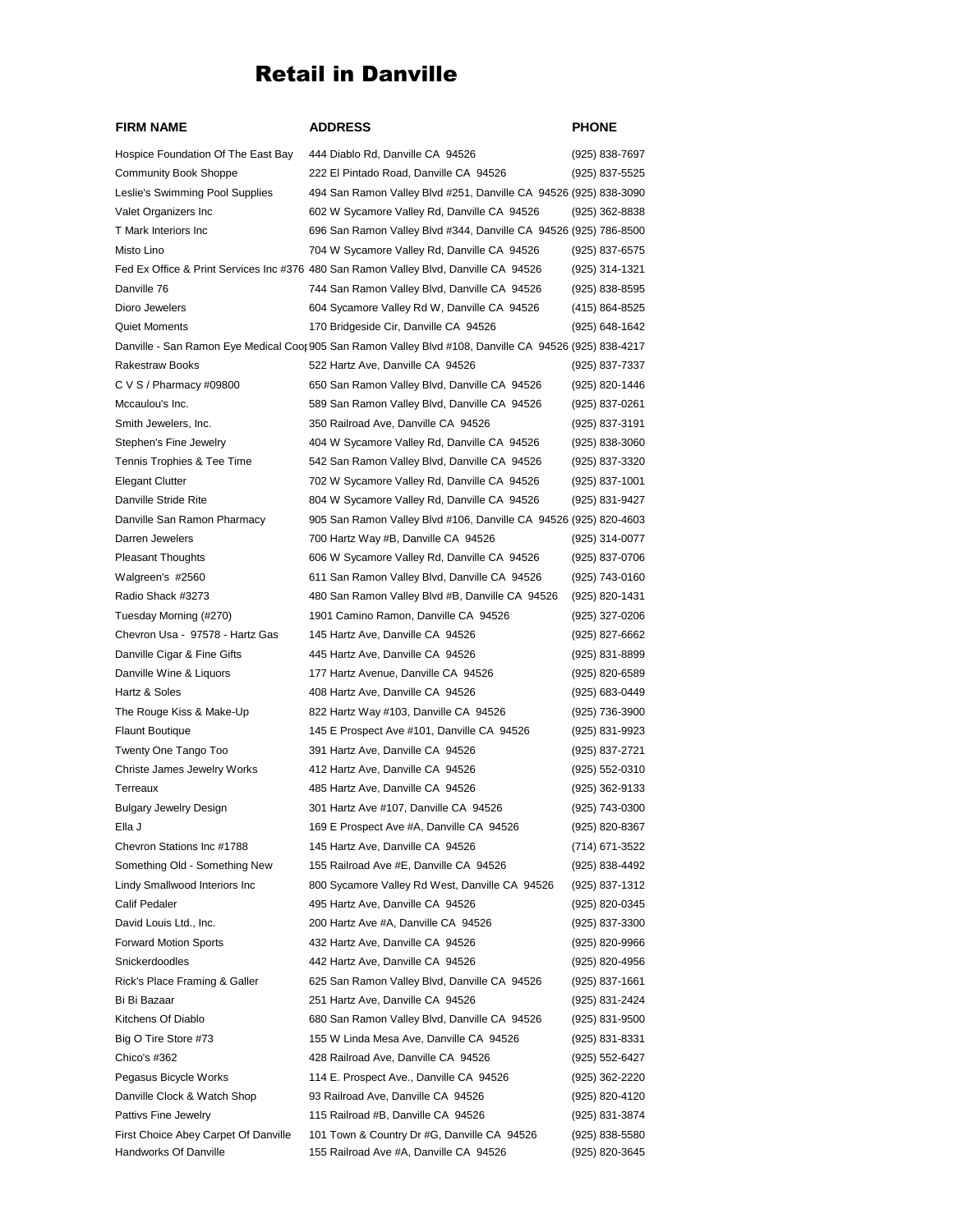# Retail in Danville

| FIRM NAME | ADDRESS | PHONE |
|---|---|---|
| Hospice Foundation Of The East Bay | 444 Diablo Rd, Danville CA 94526 | (925) 838-7697 |
| Community Book Shoppe | 222 El Pintado Road, Danville CA 94526 | (925) 837-5525 |
| Leslie's Swimming Pool Supplies | 494 San Ramon Valley Blvd #251, Danville CA 94526 | (925) 838-3090 |
| Valet Organizers Inc | 602 W Sycamore Valley Rd, Danville CA 94526 | (925) 362-8838 |
| T Mark Interiors Inc | 696 San Ramon Valley Blvd #344, Danville CA 94526 | (925) 786-8500 |
| Misto Lino | 704 W Sycamore Valley Rd, Danville CA 94526 | (925) 837-6575 |
| Fed Ex Office & Print Services Inc #376 | 480 San Ramon Valley Blvd, Danville CA 94526 | (925) 314-1321 |
| Danville 76 | 744 San Ramon Valley Blvd, Danville CA 94526 | (925) 838-8595 |
| Dioro Jewelers | 604 Sycamore Valley Rd W, Danville CA 94526 | (415) 864-8525 |
| Quiet Moments | 170 Bridgeside Cir, Danville CA 94526 | (925) 648-1642 |
| Danville - San Ramon Eye Medical Coo | 905 San Ramon Valley Blvd #108, Danville CA 94526 | (925) 838-4217 |
| Rakestraw Books | 522 Hartz Ave, Danville CA 94526 | (925) 837-7337 |
| C V S / Pharmacy #09800 | 650 San Ramon Valley Blvd, Danville CA 94526 | (925) 820-1446 |
| Mccaulou's Inc. | 589 San Ramon Valley Blvd, Danville CA 94526 | (925) 837-0261 |
| Smith Jewelers, Inc. | 350 Railroad Ave, Danville CA 94526 | (925) 837-3191 |
| Stephen's Fine Jewelry | 404 W Sycamore Valley Rd, Danville CA 94526 | (925) 838-3060 |
| Tennis Trophies & Tee Time | 542 San Ramon Valley Blvd, Danville CA 94526 | (925) 837-3320 |
| Elegant Clutter | 702 W Sycamore Valley Rd, Danville CA 94526 | (925) 837-1001 |
| Danville Stride Rite | 804 W Sycamore Valley Rd, Danville CA 94526 | (925) 831-9427 |
| Danville San Ramon Pharmacy | 905 San Ramon Valley Blvd #106, Danville CA 94526 | (925) 820-4603 |
| Darren Jewelers | 700 Hartz Way #B, Danville CA 94526 | (925) 314-0077 |
| Pleasant Thoughts | 606 W Sycamore Valley Rd, Danville CA 94526 | (925) 837-0706 |
| Walgreen's #2560 | 611 San Ramon Valley Blvd, Danville CA 94526 | (925) 743-0160 |
| Radio Shack #3273 | 480 San Ramon Valley Blvd #B, Danville CA 94526 | (925) 820-1431 |
| Tuesday Morning (#270) | 1901 Camino Ramon, Danville CA 94526 | (925) 327-0206 |
| Chevron Usa - 97578 - Hartz Gas | 145 Hartz Ave, Danville CA 94526 | (925) 827-6662 |
| Danville Cigar & Fine Gifts | 445 Hartz Ave, Danville CA 94526 | (925) 831-8899 |
| Danville Wine & Liquors | 177 Hartz Avenue, Danville CA 94526 | (925) 820-6589 |
| Hartz & Soles | 408 Hartz Ave, Danville CA 94526 | (925) 683-0449 |
| The Rouge Kiss & Make-Up | 822 Hartz Way #103, Danville CA 94526 | (925) 736-3900 |
| Flaunt Boutique | 145 E Prospect Ave #101, Danville CA 94526 | (925) 831-9923 |
| Twenty One Tango Too | 391 Hartz Ave, Danville CA 94526 | (925) 837-2721 |
| Christe James Jewelry Works | 412 Hartz Ave, Danville CA 94526 | (925) 552-0310 |
| Terreaux | 485 Hartz Ave, Danville CA 94526 | (925) 362-9133 |
| Bulgary Jewelry Design | 301 Hartz Ave #107, Danville CA 94526 | (925) 743-0300 |
| Ella J | 169 E Prospect Ave #A, Danville CA 94526 | (925) 820-8367 |
| Chevron Stations Inc #1788 | 145 Hartz Ave, Danville CA 94526 | (714) 671-3522 |
| Something Old - Something New | 155 Railroad Ave #E, Danville CA 94526 | (925) 838-4492 |
| Lindy Smallwood Interiors Inc | 800 Sycamore Valley Rd West, Danville CA 94526 | (925) 837-1312 |
| Calif Pedaler | 495 Hartz Ave, Danville CA 94526 | (925) 820-0345 |
| David Louis Ltd., Inc. | 200 Hartz Ave #A, Danville CA 94526 | (925) 837-3300 |
| Forward Motion Sports | 432 Hartz Ave, Danville CA 94526 | (925) 820-9966 |
| Snickerdoodles | 442 Hartz Ave, Danville CA 94526 | (925) 820-4956 |
| Rick's Place Framing & Galler | 625 San Ramon Valley Blvd, Danville CA 94526 | (925) 837-1661 |
| Bi Bi Bazaar | 251 Hartz Ave, Danville CA 94526 | (925) 831-2424 |
| Kitchens Of Diablo | 680 San Ramon Valley Blvd, Danville CA 94526 | (925) 831-9500 |
| Big O Tire Store #73 | 155 W Linda Mesa Ave, Danville CA 94526 | (925) 831-8331 |
| Chico's #362 | 428 Railroad Ave, Danville CA 94526 | (925) 552-6427 |
| Pegasus Bicycle Works | 114 E. Prospect Ave., Danville CA 94526 | (925) 362-2220 |
| Danville Clock & Watch Shop | 93 Railroad Ave, Danville CA 94526 | (925) 820-4120 |
| Pattivs Fine Jewelry | 115 Railroad #B, Danville CA 94526 | (925) 831-3874 |
| First Choice Abey Carpet Of Danville | 101 Town & Country Dr #G, Danville CA 94526 | (925) 838-5580 |
| Handworks Of Danville | 155 Railroad Ave #A, Danville CA 94526 | (925) 820-3645 |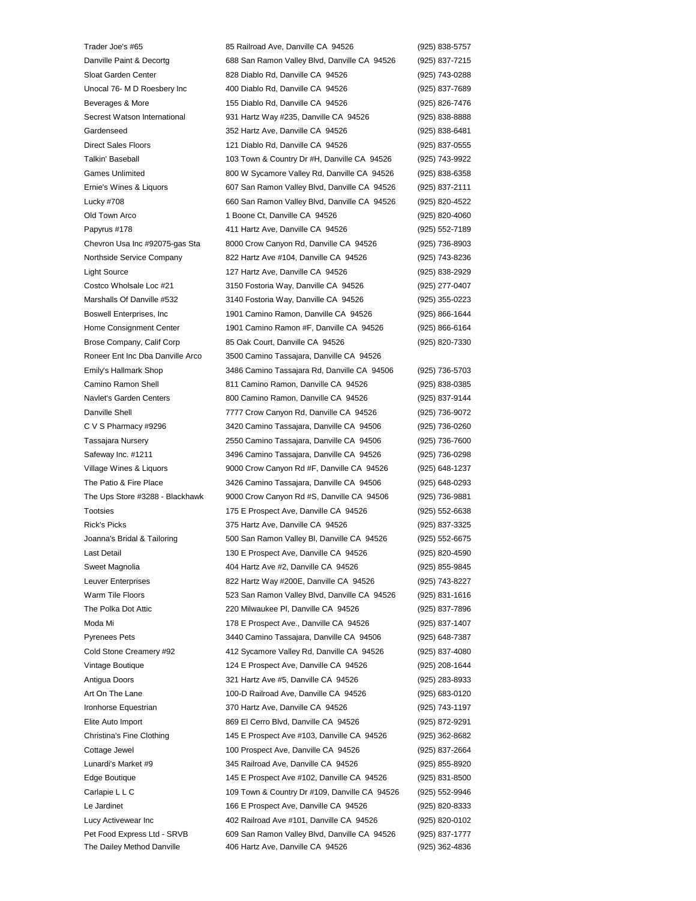| | | |
|---|---|---|
| Trader Joe's #65 | 85 Railroad Ave, Danville CA 94526 | (925) 838-5757 |
| Danville Paint & Decortg | 688 San Ramon Valley Blvd, Danville CA 94526 | (925) 837-7215 |
| Sloat Garden Center | 828 Diablo Rd, Danville CA 94526 | (925) 743-0288 |
| Unocal 76- M D Roesbery Inc | 400 Diablo Rd, Danville CA 94526 | (925) 837-7689 |
| Beverages & More | 155 Diablo Rd, Danville CA 94526 | (925) 826-7476 |
| Secrest Watson International | 931 Hartz Way #235, Danville CA 94526 | (925) 838-8888 |
| Gardenseed | 352 Hartz Ave, Danville CA 94526 | (925) 838-6481 |
| Direct Sales Floors | 121 Diablo Rd, Danville CA 94526 | (925) 837-0555 |
| Talkin' Baseball | 103 Town & Country Dr #H, Danville CA 94526 | (925) 743-9922 |
| Games Unlimited | 800 W Sycamore Valley Rd, Danville CA 94526 | (925) 838-6358 |
| Ernie's Wines & Liquors | 607 San Ramon Valley Blvd, Danville CA 94526 | (925) 837-2111 |
| Lucky #708 | 660 San Ramon Valley Blvd, Danville CA 94526 | (925) 820-4522 |
| Old Town Arco | 1 Boone Ct, Danville CA 94526 | (925) 820-4060 |
| Papyrus #178 | 411 Hartz Ave, Danville CA 94526 | (925) 552-7189 |
| Chevron Usa Inc #92075-gas Sta | 8000 Crow Canyon Rd, Danville CA 94526 | (925) 736-8903 |
| Northside Service Company | 822 Hartz Ave #104, Danville CA 94526 | (925) 743-8236 |
| Light Source | 127 Hartz Ave, Danville CA 94526 | (925) 838-2929 |
| Costco Wholsale Loc #21 | 3150 Fostoria Way, Danville CA 94526 | (925) 277-0407 |
| Marshalls Of Danville #532 | 3140 Fostoria Way, Danville CA 94526 | (925) 355-0223 |
| Boswell Enterprises, Inc | 1901 Camino Ramon, Danville CA 94526 | (925) 866-1644 |
| Home Consignment Center | 1901 Camino Ramon #F, Danville CA 94526 | (925) 866-6164 |
| Brose Company, Calif Corp | 85 Oak Court, Danville CA 94526 | (925) 820-7330 |
| Roneer Ent Inc Dba Danville Arco | 3500 Camino Tassajara, Danville CA 94526 | |
| Emily's Hallmark Shop | 3486 Camino Tassajara Rd, Danville CA 94506 | (925) 736-5703 |
| Camino Ramon Shell | 811 Camino Ramon, Danville CA 94526 | (925) 838-0385 |
| Navlet's Garden Centers | 800 Camino Ramon, Danville CA 94526 | (925) 837-9144 |
| Danville Shell | 7777 Crow Canyon Rd, Danville CA 94526 | (925) 736-9072 |
| C V S Pharmacy #9296 | 3420 Camino Tassajara, Danville CA 94506 | (925) 736-0260 |
| Tassajara Nursery | 2550 Camino Tassajara, Danville CA 94506 | (925) 736-7600 |
| Safeway Inc. #1211 | 3496 Camino Tassajara, Danville CA 94526 | (925) 736-0298 |
| Village Wines & Liquors | 9000 Crow Canyon Rd #F, Danville CA 94526 | (925) 648-1237 |
| The Patio & Fire Place | 3426 Camino Tassajara, Danville CA 94506 | (925) 648-0293 |
| The Ups Store #3288 - Blackhawk | 9000 Crow Canyon Rd #S, Danville CA 94506 | (925) 736-9881 |
| Tootsies | 175 E Prospect Ave, Danville CA 94526 | (925) 552-6638 |
| Rick's Picks | 375 Hartz Ave, Danville CA 94526 | (925) 837-3325 |
| Joanna's Bridal & Tailoring | 500 San Ramon Valley Bl, Danville CA 94526 | (925) 552-6675 |
| Last Detail | 130 E Prospect Ave, Danville CA 94526 | (925) 820-4590 |
| Sweet Magnolia | 404 Hartz Ave #2, Danville CA 94526 | (925) 855-9845 |
| Leuver Enterprises | 822 Hartz Way #200E, Danville CA 94526 | (925) 743-8227 |
| Warm Tile Floors | 523 San Ramon Valley Blvd, Danville CA 94526 | (925) 831-1616 |
| The Polka Dot Attic | 220 Milwaukee Pl, Danville CA 94526 | (925) 837-7896 |
| Moda Mi | 178 E Prospect Ave., Danville CA 94526 | (925) 837-1407 |
| Pyrenees Pets | 3440 Camino Tassajara, Danville CA 94506 | (925) 648-7387 |
| Cold Stone Creamery #92 | 412 Sycamore Valley Rd, Danville CA 94526 | (925) 837-4080 |
| Vintage Boutique | 124 E Prospect Ave, Danville CA 94526 | (925) 208-1644 |
| Antigua Doors | 321 Hartz Ave #5, Danville CA 94526 | (925) 283-8933 |
| Art On The Lane | 100-D Railroad Ave, Danville CA 94526 | (925) 683-0120 |
| Ironhorse Equestrian | 370 Hartz Ave, Danville CA 94526 | (925) 743-1197 |
| Elite Auto Import | 869 El Cerro Blvd, Danville CA 94526 | (925) 872-9291 |
| Christina's Fine Clothing | 145 E Prospect Ave #103, Danville CA 94526 | (925) 362-8682 |
| Cottage Jewel | 100 Prospect Ave, Danville CA 94526 | (925) 837-2664 |
| Lunardi's Market #9 | 345 Railroad Ave, Danville CA 94526 | (925) 855-8920 |
| Edge Boutique | 145 E Prospect Ave #102, Danville CA 94526 | (925) 831-8500 |
| Carlapie L L C | 109 Town & Country Dr #109, Danville CA 94526 | (925) 552-9946 |
| Le Jardinet | 166 E Prospect Ave, Danville CA 94526 | (925) 820-8333 |
| Lucy Activewear Inc | 402 Railroad Ave #101, Danville CA 94526 | (925) 820-0102 |
| Pet Food Express Ltd - SRVB | 609 San Ramon Valley Blvd, Danville CA 94526 | (925) 837-1777 |
| The Dailey Method Danville | 406 Hartz Ave, Danville CA 94526 | (925) 362-4836 |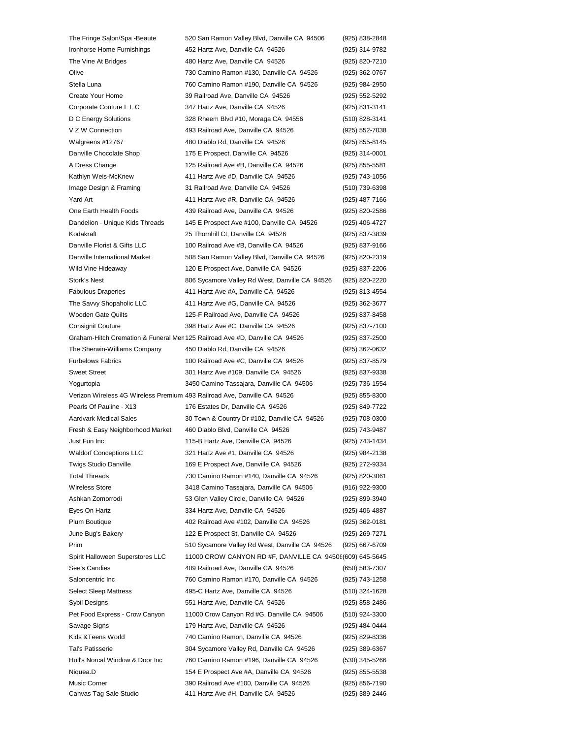| | | |
|---|---|---|
| The Fringe Salon/Spa -Beaute | 520 San Ramon Valley Blvd, Danville CA 94506 | (925) 838-2848 |
| Ironhorse Home Furnishings | 452 Hartz Ave, Danville CA 94526 | (925) 314-9782 |
| The Vine At Bridges | 480 Hartz Ave, Danville CA 94526 | (925) 820-7210 |
| Olive | 730 Camino Ramon #130, Danville CA 94526 | (925) 362-0767 |
| Stella Luna | 760 Camino Ramon #190, Danville CA 94526 | (925) 984-2950 |
| Create Your Home | 39 Railroad Ave, Danville CA 94526 | (925) 552-5292 |
| Corporate Couture L L C | 347 Hartz Ave, Danville CA 94526 | (925) 831-3141 |
| D C Energy Solutions | 328 Rheem Blvd #10, Moraga CA 94556 | (510) 828-3141 |
| V Z W Connection | 493 Railroad Ave, Danville CA 94526 | (925) 552-7038 |
| Walgreens #12767 | 480 Diablo Rd, Danville CA 94526 | (925) 855-8145 |
| Danville Chocolate Shop | 175 E Prospect, Danville CA 94526 | (925) 314-0001 |
| A Dress Change | 125 Railroad Ave #B, Danville CA 94526 | (925) 855-5581 |
| Kathlyn Weis-McKnew | 411 Hartz Ave #D, Danville CA 94526 | (925) 743-1056 |
| Image Design & Framing | 31 Railroad Ave, Danville CA 94526 | (510) 739-6398 |
| Yard Art | 411 Hartz Ave #R, Danville CA 94526 | (925) 487-7166 |
| One Earth Health Foods | 439 Railroad Ave, Danville CA 94526 | (925) 820-2586 |
| Dandelion - Unique Kids Threads | 145 E Prospect Ave #100, Danville CA 94526 | (925) 406-4727 |
| Kodakraft | 25 Thornhill Ct, Danville CA 94526 | (925) 837-3839 |
| Danville Florist & Gifts LLC | 100 Railroad Ave #B, Danville CA 94526 | (925) 837-9166 |
| Danville International Market | 508 San Ramon Valley Blvd, Danville CA 94526 | (925) 820-2319 |
| Wild Vine Hideaway | 120 E Prospect Ave, Danville CA 94526 | (925) 837-2206 |
| Stork's Nest | 806 Sycamore Valley Rd West, Danville CA 94526 | (925) 820-2220 |
| Fabulous Draperies | 411 Hartz Ave #A, Danville CA 94526 | (925) 813-4554 |
| The Savvy Shopaholic LLC | 411 Hartz Ave #G, Danville CA 94526 | (925) 362-3677 |
| Wooden Gate Quilts | 125-F Railroad Ave, Danville CA 94526 | (925) 837-8458 |
| Consignit Couture | 398 Hartz Ave #C, Danville CA 94526 | (925) 837-7100 |
| Graham-Hitch Cremation & Funeral Men | 125 Railroad Ave #D, Danville CA 94526 | (925) 837-2500 |
| The Sherwin-Williams Company | 450 Diablo Rd, Danville CA 94526 | (925) 362-0632 |
| Furbelows Fabrics | 100 Railroad Ave #C, Danville CA 94526 | (925) 837-8579 |
| Sweet Street | 301 Hartz Ave #109, Danville CA 94526 | (925) 837-9338 |
| Yogurtopia | 3450 Camino Tassajara, Danville CA 94506 | (925) 736-1554 |
| Verizon Wireless 4G Wireless Premium | 493 Railroad Ave, Danville CA 94526 | (925) 855-8300 |
| Pearls Of Pauline - X13 | 176 Estates Dr, Danville CA 94526 | (925) 849-7722 |
| Aardvark Medical Sales | 30 Town & Country Dr #102, Danville CA 94526 | (925) 708-0300 |
| Fresh & Easy Neighborhood Market | 460 Diablo Blvd, Danville CA 94526 | (925) 743-9487 |
| Just Fun Inc | 115-B Hartz Ave, Danville CA 94526 | (925) 743-1434 |
| Waldorf Conceptions LLC | 321 Hartz Ave #1, Danville CA 94526 | (925) 984-2138 |
| Twigs Studio Danville | 169 E Prospect Ave, Danville CA 94526 | (925) 272-9334 |
| Total Threads | 730 Camino Ramon #140, Danville CA 94526 | (925) 820-3061 |
| Wireless Store | 3418 Camino Tassajara, Danville CA 94506 | (916) 922-9300 |
| Ashkan Zomorrodi | 53 Glen Valley Circle, Danville CA 94526 | (925) 899-3940 |
| Eyes On Hartz | 334 Hartz Ave, Danville CA 94526 | (925) 406-4887 |
| Plum Boutique | 402 Railroad Ave #102, Danville CA 94526 | (925) 362-0181 |
| June Bug's Bakery | 122 E Prospect St, Danville CA 94526 | (925) 269-7271 |
| Prim | 510 Sycamore Valley Rd West, Danville CA 94526 | (925) 667-6709 |
| Spirit Halloween Superstores LLC | 11000 CROW CANYON RD #F, DANVILLE CA 9450( | (609) 645-5645 |
| See's Candies | 409 Railroad Ave, Danville CA 94526 | (650) 583-7307 |
| Saloncentric Inc | 760 Camino Ramon #170, Danville CA 94526 | (925) 743-1258 |
| Select Sleep Mattress | 495-C Hartz Ave, Danville CA 94526 | (510) 324-1628 |
| Sybil Designs | 551 Hartz Ave, Danville CA 94526 | (925) 858-2486 |
| Pet Food Express - Crow Canyon | 11000 Crow Canyon Rd #G, Danville CA 94506 | (510) 924-3300 |
| Savage Signs | 179 Hartz Ave, Danville CA 94526 | (925) 484-0444 |
| Kids &Teens World | 740 Camino Ramon, Danville CA 94526 | (925) 829-8336 |
| Tal's Patisserie | 304 Sycamore Valley Rd, Danville CA 94526 | (925) 389-6367 |
| Hull's Norcal Window & Door Inc | 760 Camino Ramon #196, Danville CA 94526 | (530) 345-5266 |
| Niquea.D | 154 E Prospect Ave #A, Danville CA 94526 | (925) 855-5538 |
| Music Corner | 390 Railroad Ave #100, Danville CA 94526 | (925) 856-7190 |
| Canvas Tag Sale Studio | 411 Hartz Ave #H, Danville CA 94526 | (925) 389-2446 |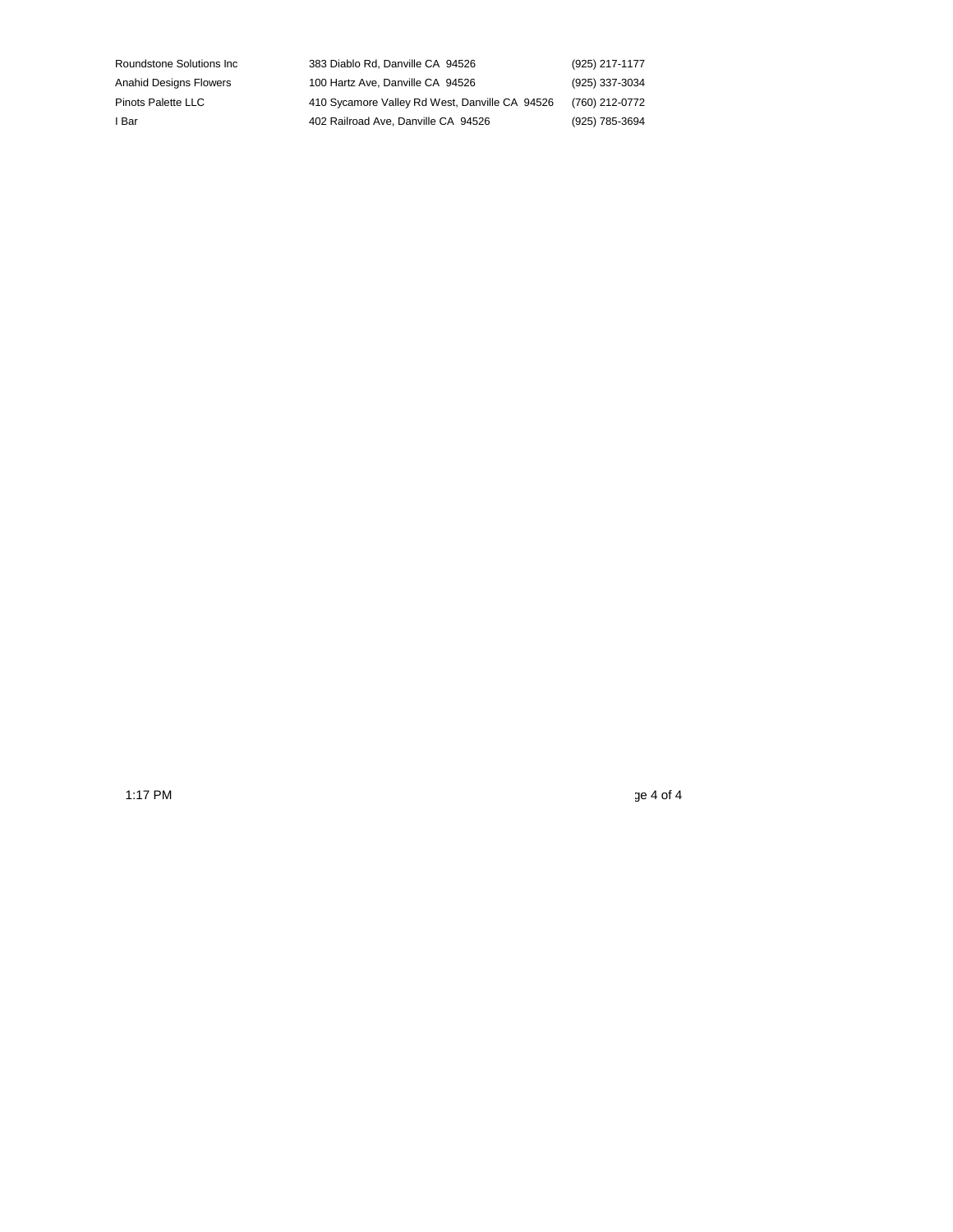| | | |
|---|---|---|
| Roundstone Solutions Inc | 383 Diablo Rd, Danville CA 94526 | (925) 217-1177 |
| Anahid Designs Flowers | 100 Hartz Ave, Danville CA 94526 | (925) 337-3034 |
| Pinots Palette LLC | 410 Sycamore Valley Rd West, Danville CA 94526 | (760) 212-0772 |
| I Bar | 402 Railroad Ave, Danville CA 94526 | (925) 785-3694 |